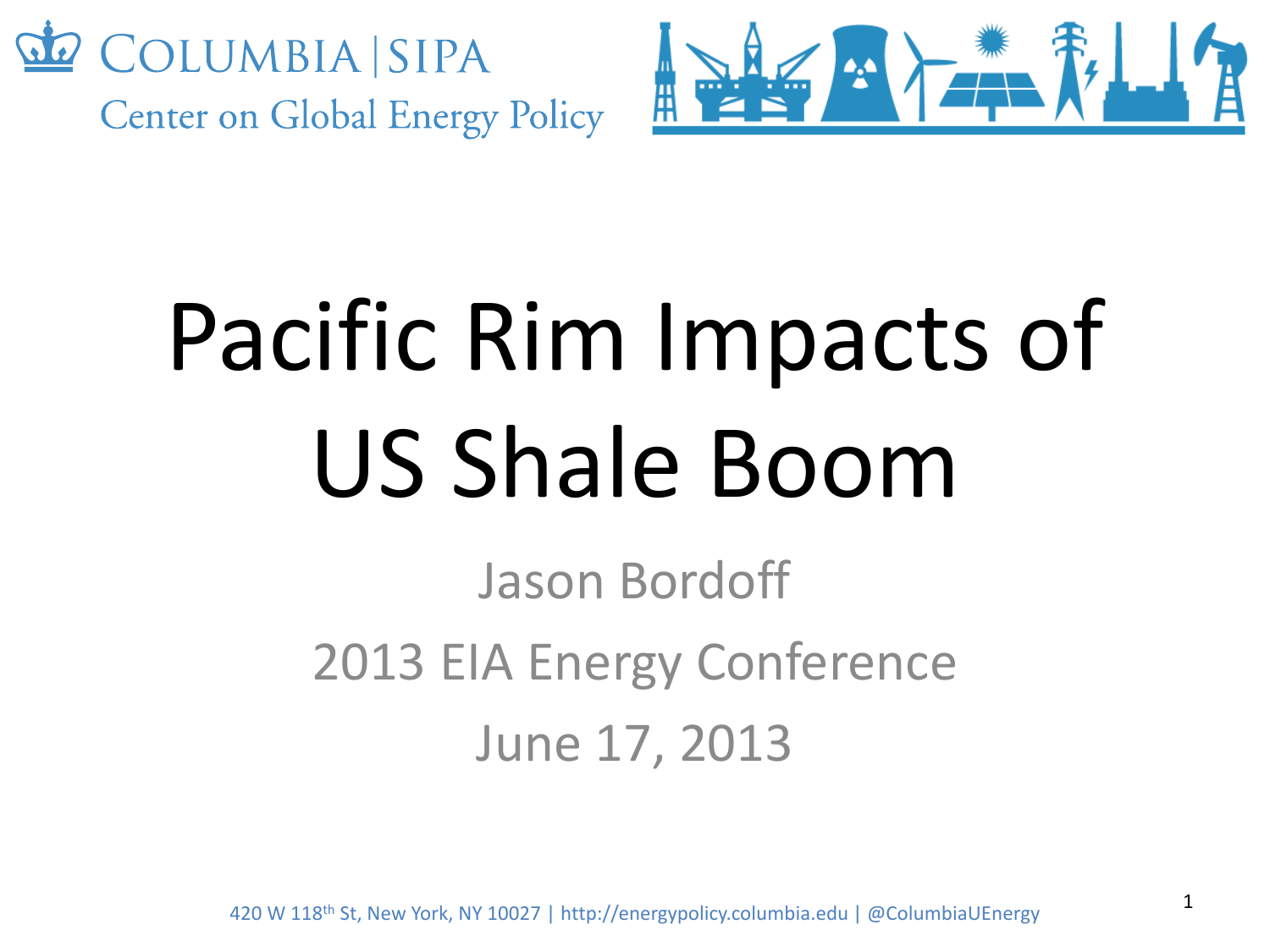Columbia | SIPA

Center on Global Energy Policy

# Pacific Rim Impacts of US Shale Boom

Jason Bordoff

2013 EIA Energy Conference

June 17, 2013

420 W 118th St, New York, NY 10027 | http://energypolicy.columbia.edu | @ColumbiaUEnergy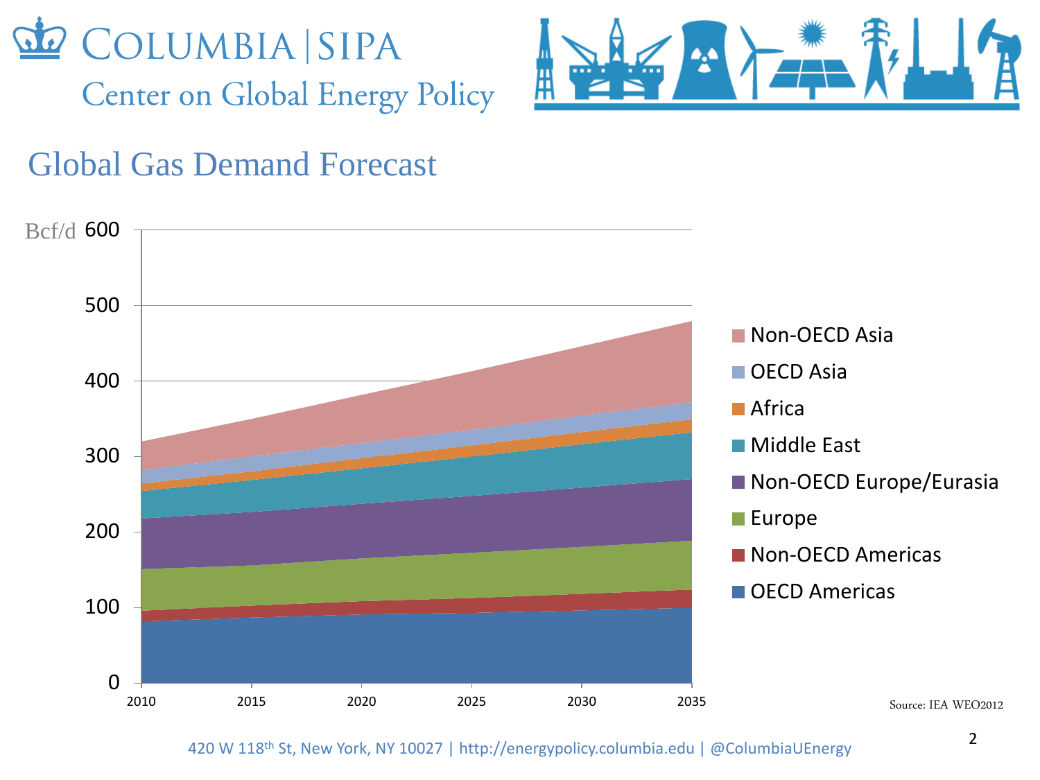# Global Gas Demand Forecast

Bcf/d

Non-OECD Asia
OECD Asia
Africa
Middle East
Non-OECD Europe/Eurasia
Europe
Non-OECD Americas
OECD Americas

Source: IEA WEO2012

420 W 118th St, New York, NY 10027 | http://energypolicy.columbia.edu | @ColumbiaUEnergy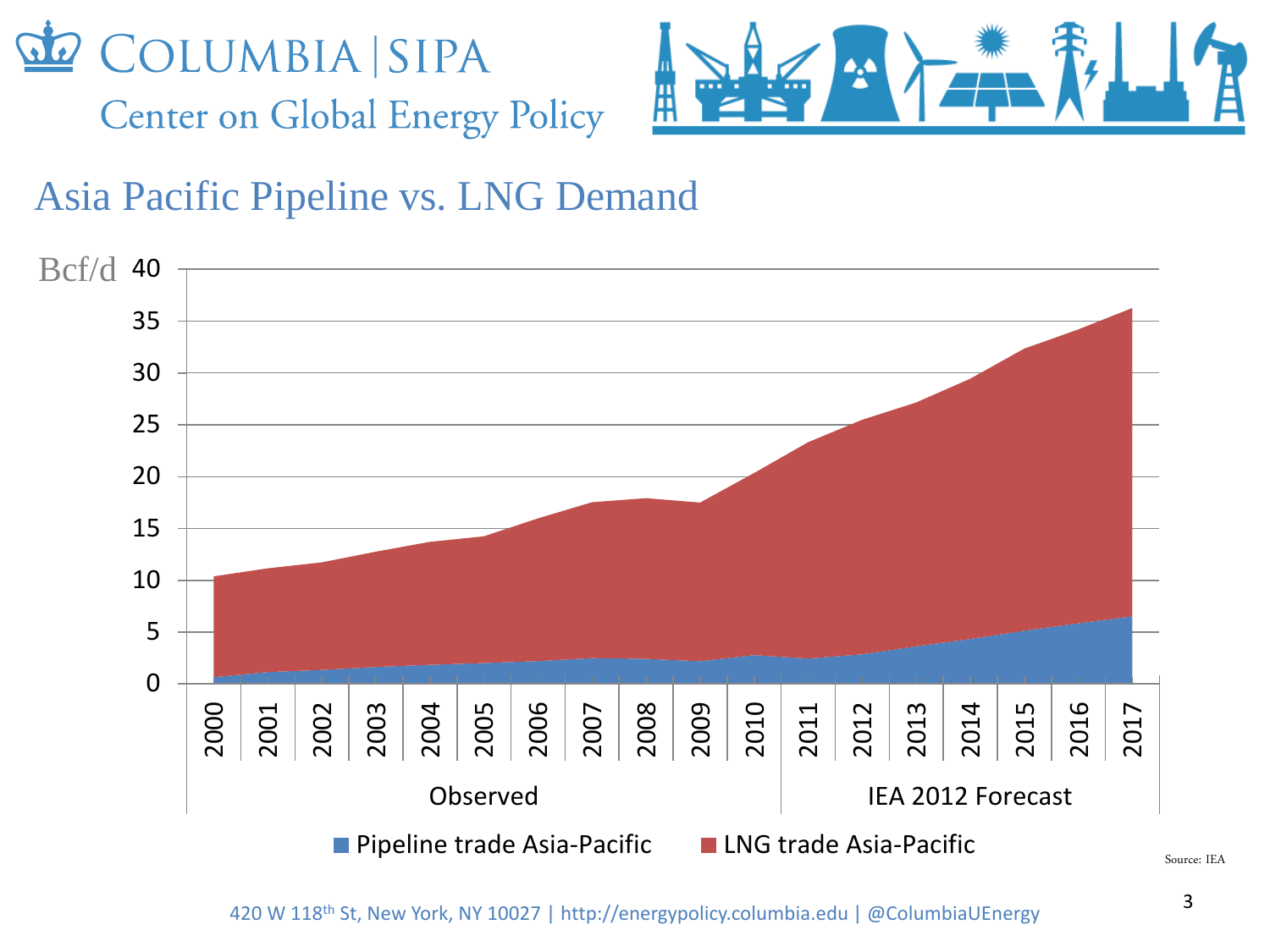## Asia Pacific Pipeline vs. LNG Demand

Bcf/d

Observed | IEA 2012 Forecast

■ Pipeline trade Asia-Pacific ■ LNG trade Asia-Pacific

Source: IEA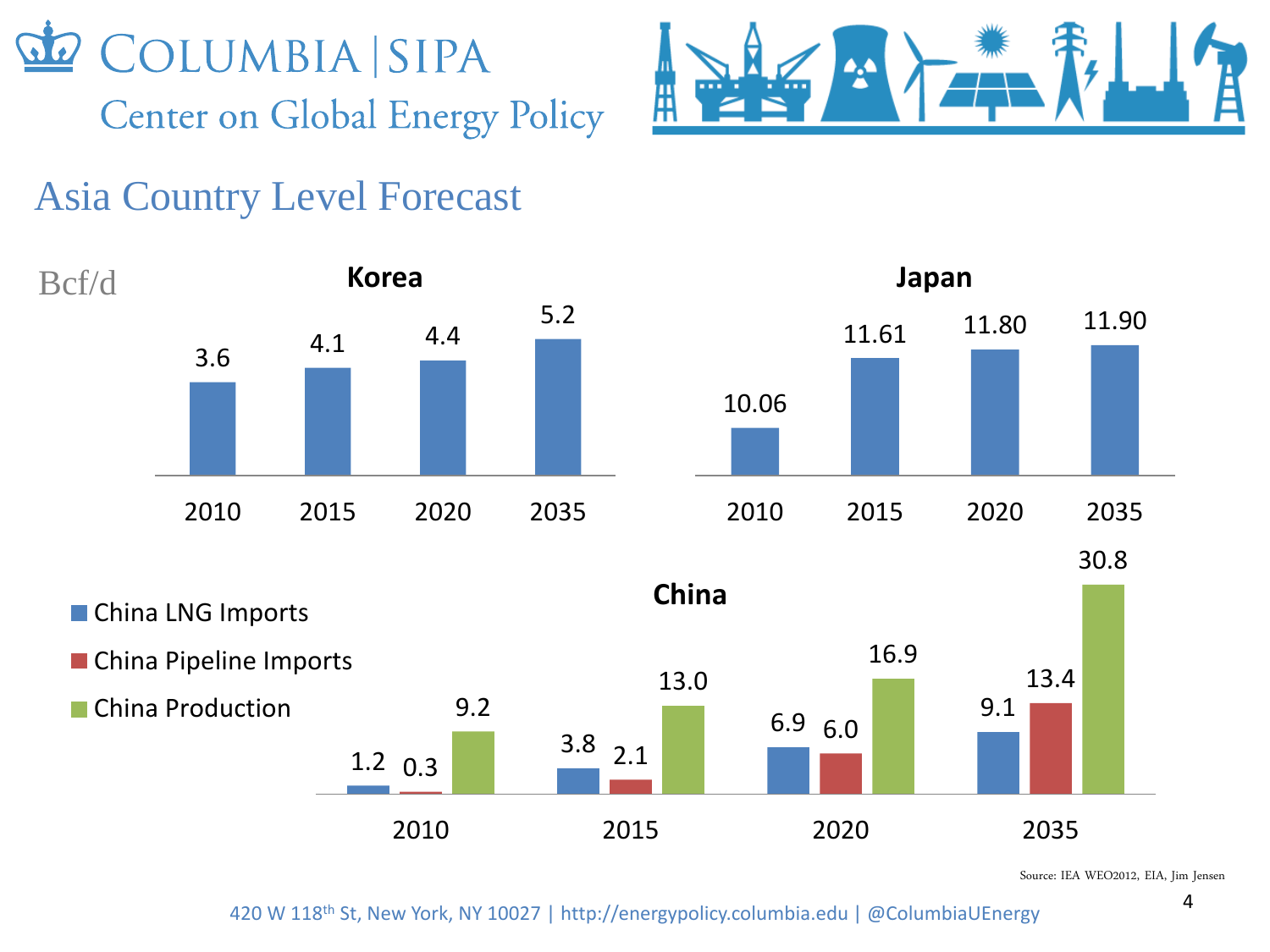# Asia Country Level Forecast

Bcf/d

**Korea**

| 2010 | 2015 | 2020 | 2035 |
|---|---|---|---|
| 3.6 | 4.1 | 4.4 | 5.2 |

**Japan**

| 2010 | 2015 | 2020 | 2035 |
|---|---|---|---|
| 10.06 | 11.61 | 11.80 | 11.90 |

**China**

| | 2010 | 2015 | 2020 | 2035 |
|---|---|---|---|---|
| China LNG Imports | 1.2 | 3.8 | 6.9 | 9.1 |
| China Pipeline Imports | 0.3 | 2.1 | 6.0 | 13.4 |
| China Production | 9.2 | 13.0 | 16.9 | 30.8 |

Source: IEA WEO2012, EIA, Jim Jensen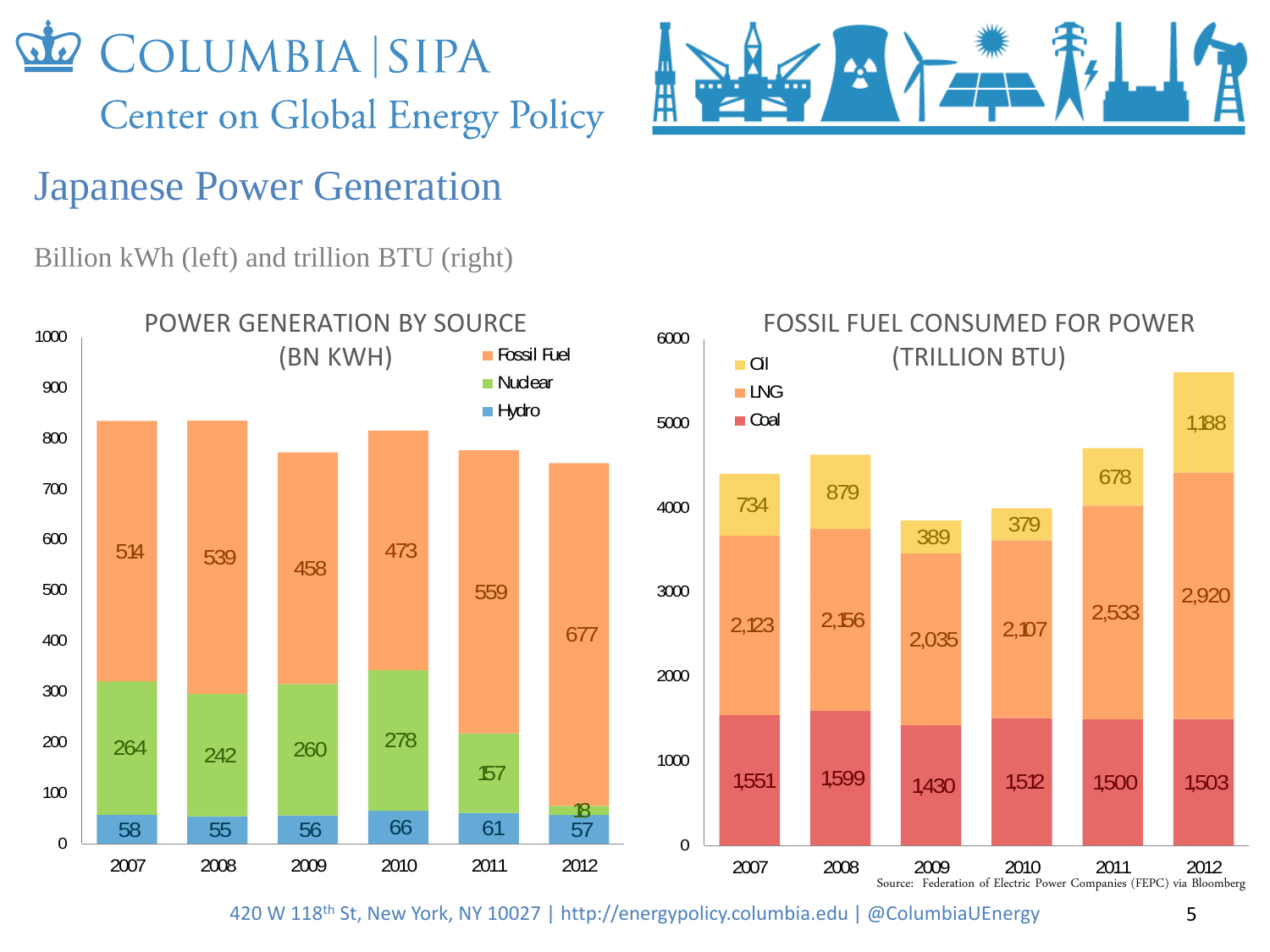# Japanese Power Generation

Billion kWh (left) and trillion BTU (right)

**POWER GENERATION BY SOURCE (BN KWH)**

| | 2007 | 2008 | 2009 | 2010 | 2011 | 2012 |
|---|---|---|---|---|---|---|
| Fossil Fuel | 514 | 539 | 458 | 473 | 559 | 677 |
| Nuclear | 264 | 242 | 260 | 278 | 157 | 18 |
| Hydro | 58 | 55 | 56 | 66 | 61 | 57 |

**FOSSIL FUEL CONSUMED FOR POWER (TRILLION BTU)**

| | 2007 | 2008 | 2009 | 2010 | 2011 | 2012 |
|---|---|---|---|---|---|---|
| Oil | 734 | 879 | 389 | 379 | 678 | 1,188 |
| LNG | 2,123 | 2,156 | 2,035 | 2,107 | 2,533 | 2,920 |
| Coal | 1,551 | 1,599 | 1,430 | 1,512 | 1,500 | 1,503 |

Source: Federation of Electric Power Companies (FEPC) via Bloomberg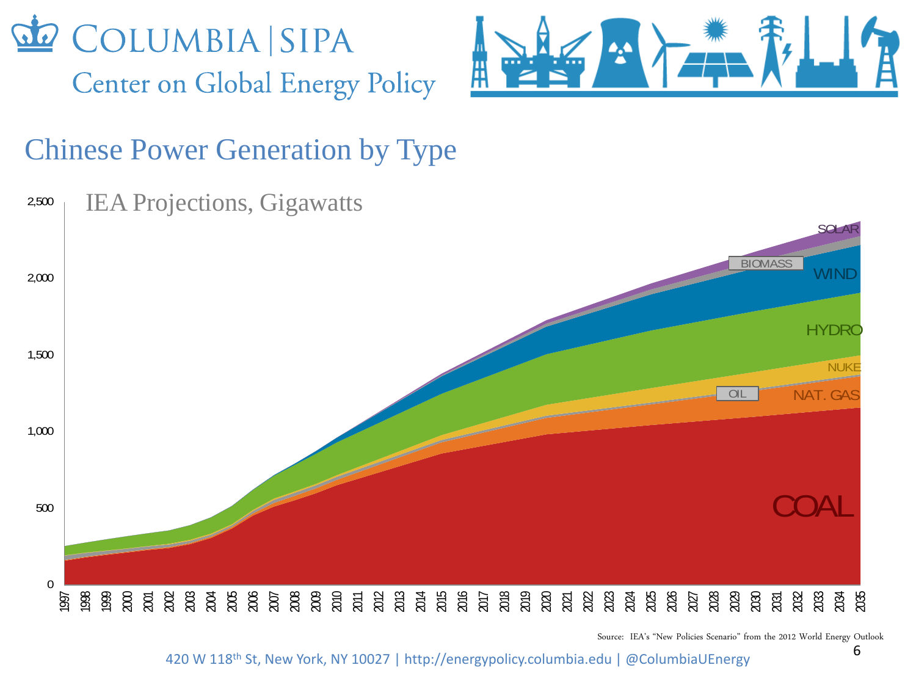## Chinese Power Generation by Type

IEA Projections, Gigawatts

Source: IEA's "New Policies Scenario" from the 2012 World Energy Outlook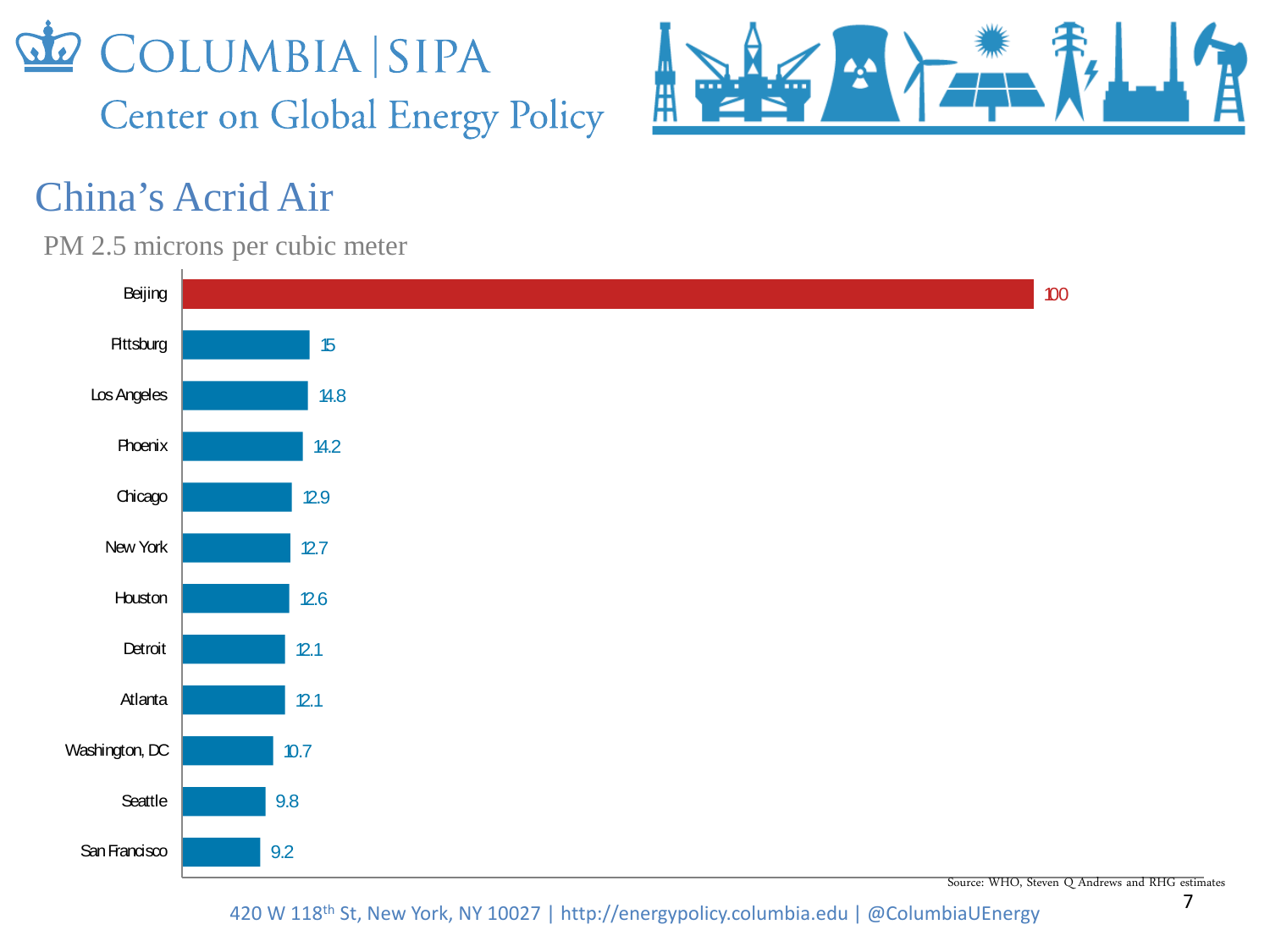# China's Acrid Air

PM 2.5 microns per cubic meter

| City | PM 2.5 |
| --- | --- |
| Beijing | 100 |
| Pittsburg | 15 |
| Los Angeles | 14.8 |
| Phoenix | 14.2 |
| Chicago | 12.9 |
| New York | 12.7 |
| Houston | 12.6 |
| Detroit | 12.1 |
| Atlanta | 12.1 |
| Washington, DC | 10.7 |
| Seattle | 9.8 |
| San Francisco | 9.2 |

Source: WHO, Steven Q Andrews and RHG estimates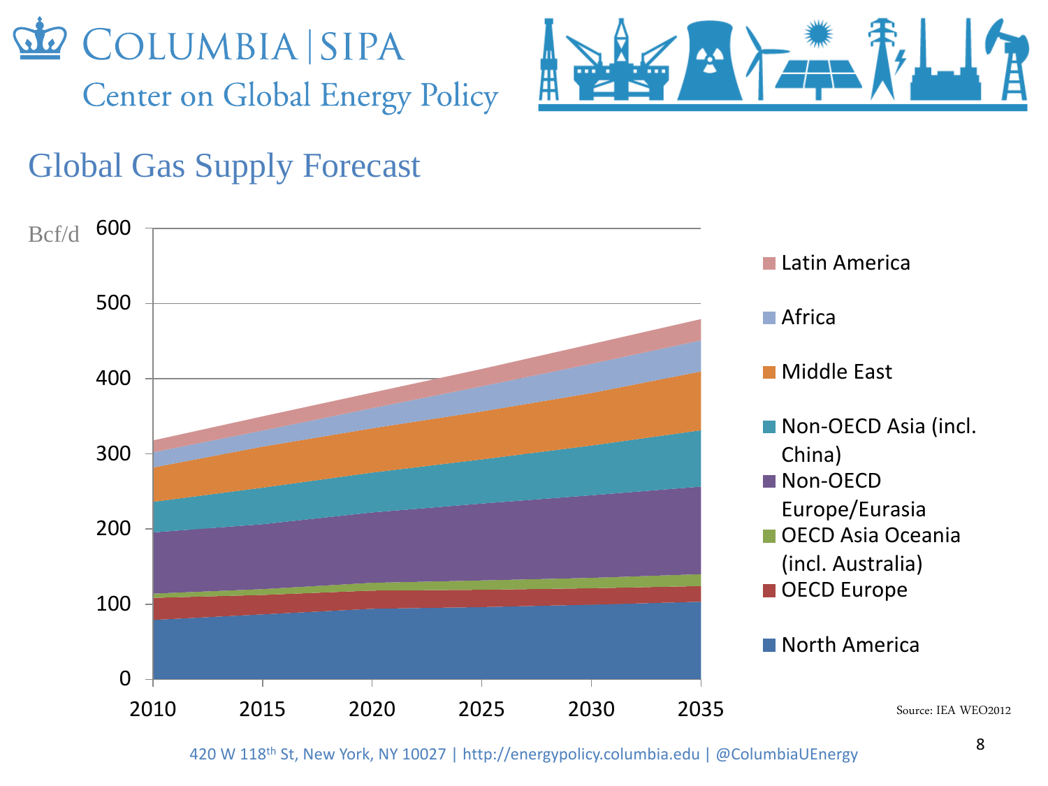## Global Gas Supply Forecast

Bcf/d

| | |
|---|---|
| Legend | Latin America |
| | Africa |
| | Middle East |
| | Non-OECD Asia (incl. China) |
| | Non-OECD Europe/Eurasia |
| | OECD Asia Oceania (incl. Australia) |
| | OECD Europe |
| | North America |

Y-axis: 0, 100, 200, 300, 400, 500, 600

X-axis: 2010, 2015, 2020, 2025, 2030, 2035

Source: IEA WEO2012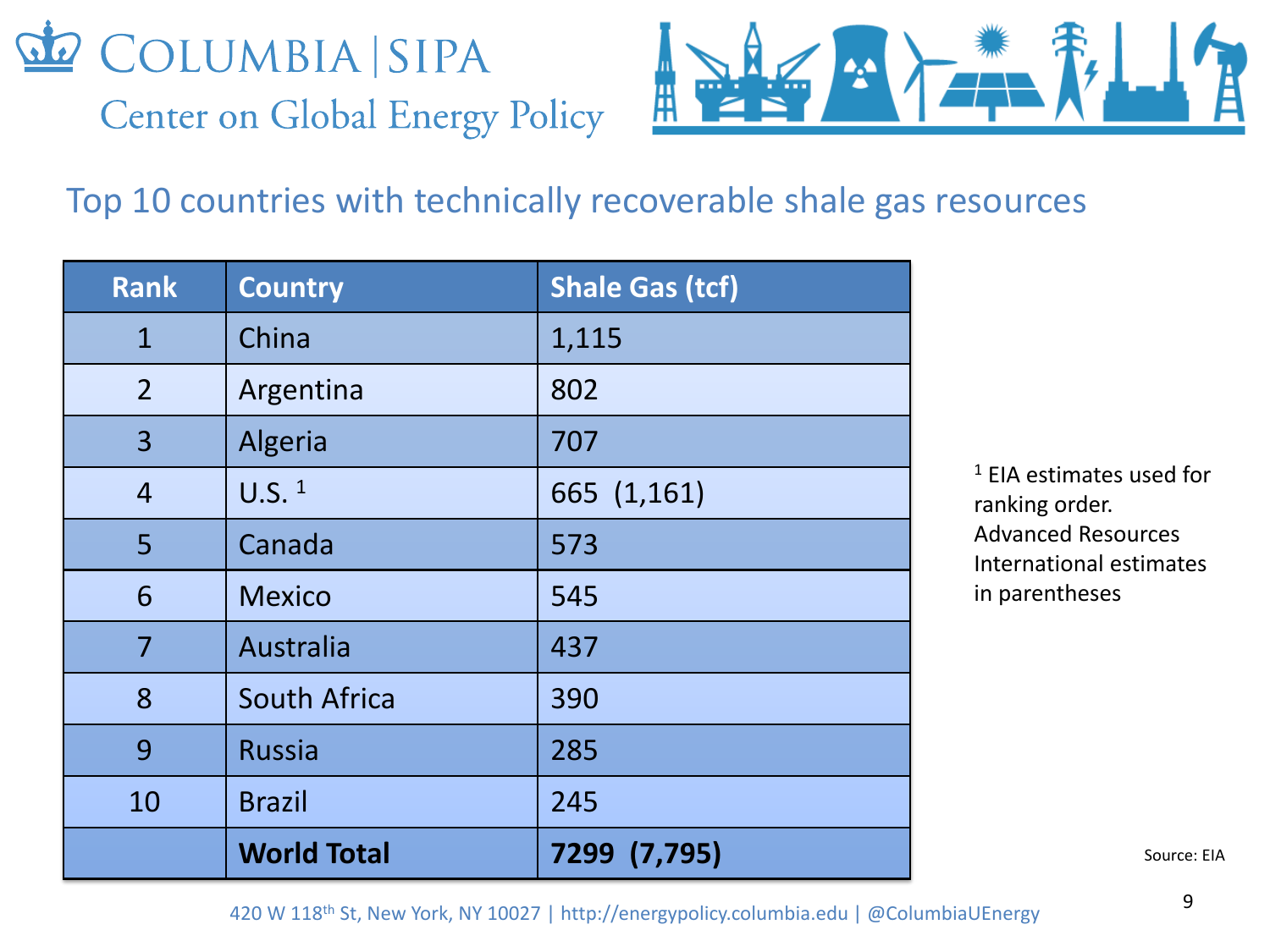## Top 10 countries with technically recoverable shale gas resources

| Rank | Country | Shale Gas (tcf) |
|---|---|---|
| 1 | China | 1,115 |
| 2 | Argentina | 802 |
| 3 | Algeria | 707 |
| 4 | U.S. [1] | 665 (1,161) |
| 5 | Canada | 573 |
| 6 | Mexico | 545 |
| 7 | Australia | 437 |
| 8 | South Africa | 390 |
| 9 | Russia | 285 |
| 10 | Brazil | 245 |
| | **World Total** | **7299 (7,795)** |

[1] EIA estimates used for ranking order. Advanced Resources International estimates in parentheses

Source: EIA

420 W 118th St, New York, NY 10027 | http://energypolicy.columbia.edu | @ColumbiaUEnergy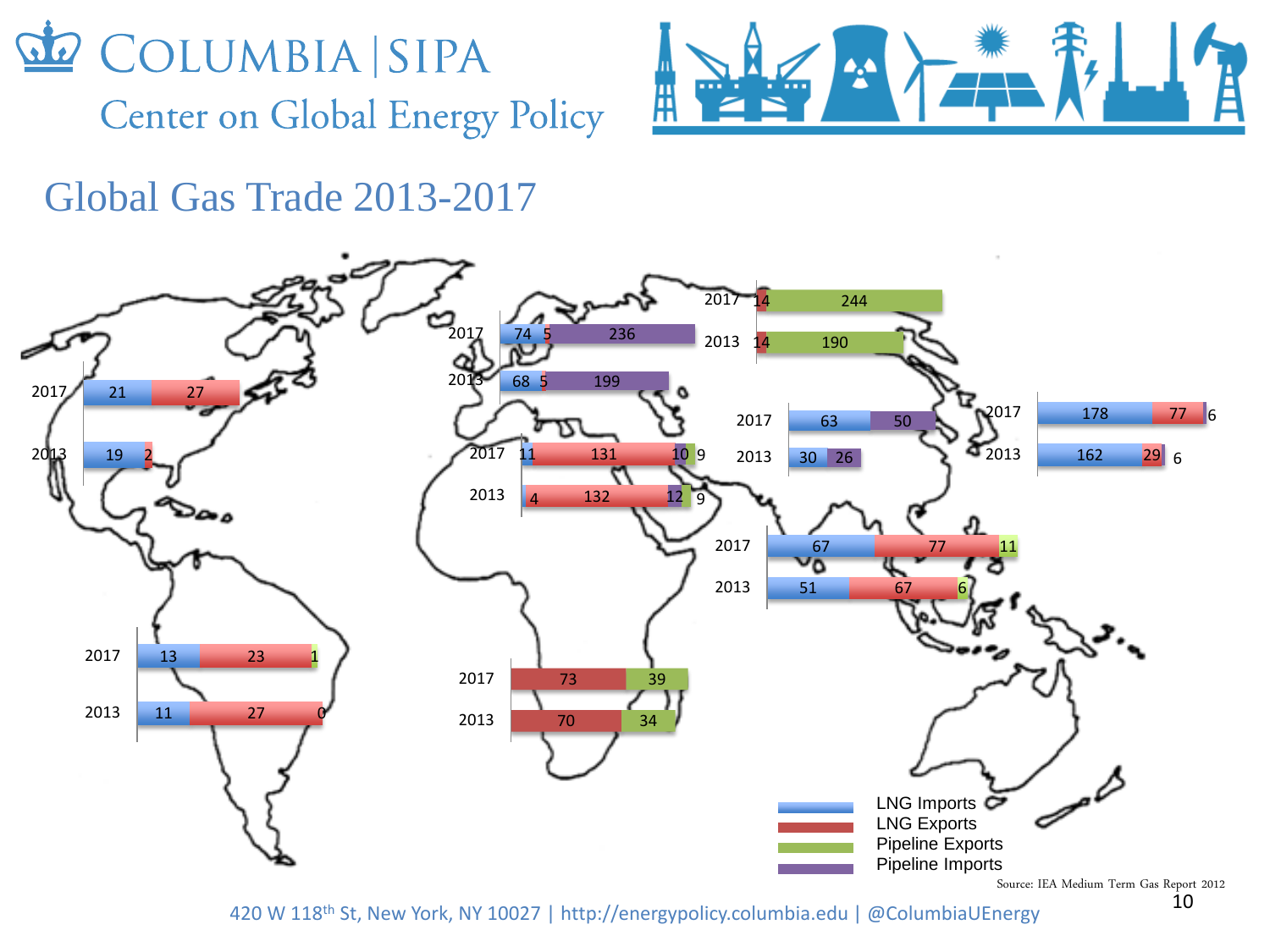# Global Gas Trade 2013-2017

| Region | Year | LNG Imports | LNG Exports | Pipeline Exports | Pipeline Imports |
|---|---|---|---|---|---|
| North America | 2017 | 21 | 27 | | |
| North America | 2013 | 19 | 2 | | |
| South America | 2017 | 13 | 23 | 1 | |
| South America | 2013 | 11 | 27 | 0 | |
| Europe | 2017 | 74 | 5 | | 236 |
| Europe | 2013 | 68 | 5 | | 199 |
| Middle East | 2017 | 11 | 131 | 9 | 10 |
| Middle East | 2013 | 4 | 132 | 9 | 12 |
| Africa | 2017 | | 73 | 39 | |
| Africa | 2013 | | 70 | 34 | |
| Russia | 2017 | | 14 | 244 | |
| Russia | 2013 | | 14 | 190 | |
| China | 2017 | 63 | | | 50 |
| China | 2013 | 30 | | | 26 |
| Japan/Korea | 2017 | 178 | 77 | | 6 |
| Japan/Korea | 2013 | 162 | 29 | | 6 |
| South/Southeast Asia & Oceania | 2017 | 67 | 77 | 11 | |
| South/Southeast Asia & Oceania | 2013 | 51 | 67 | 6 | |

Source: IEA Medium Term Gas Report 2012

420 W 118th St, New York, NY 10027 | http://energypolicy.columbia.edu | @ColumbiaUEnergy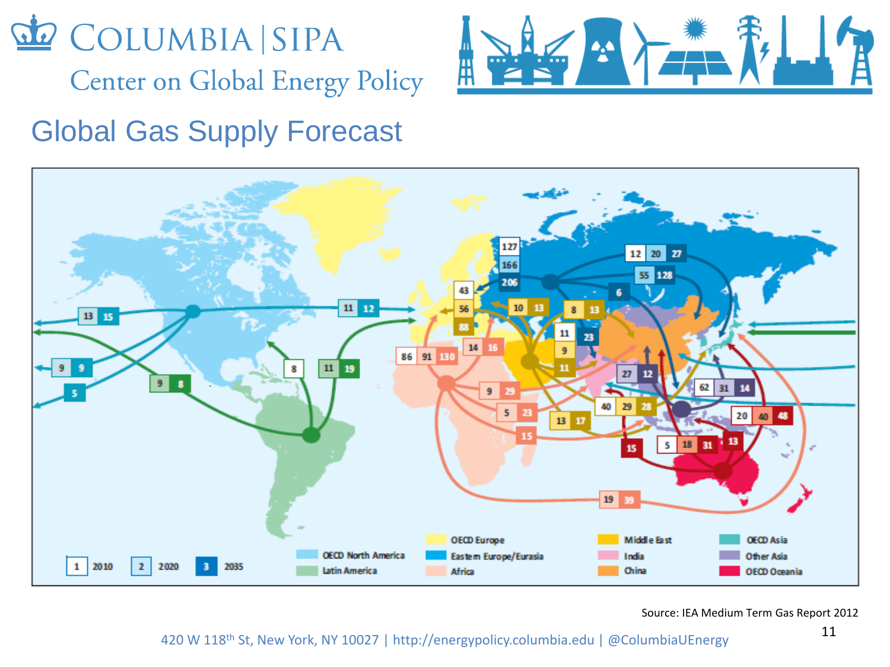## Global Gas Supply Forecast

Source: IEA Medium Term Gas Report 2012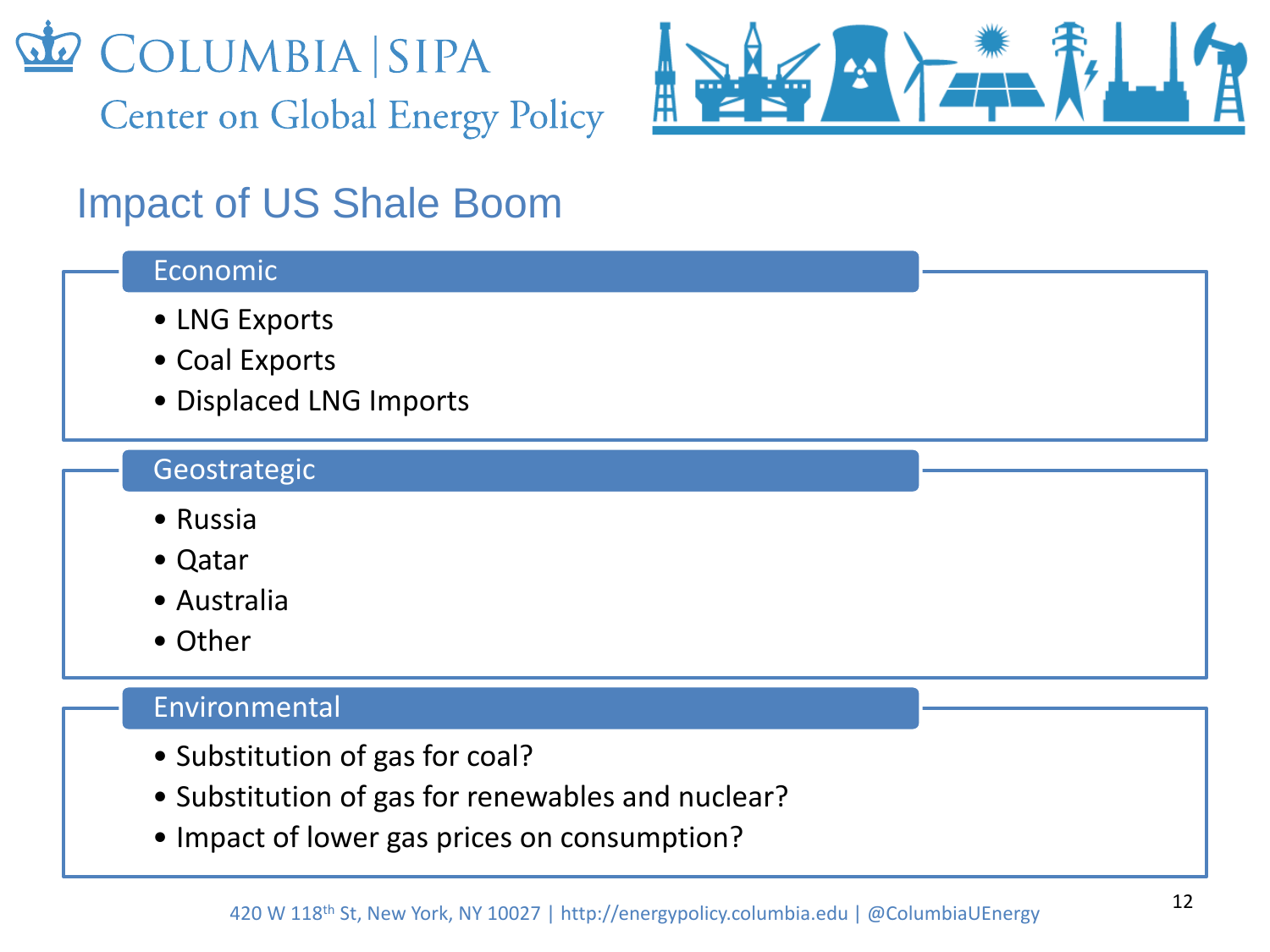# Impact of US Shale Boom

## Economic

- LNG Exports
- Coal Exports
- Displaced LNG Imports

## Geostrategic

- Russia
- Qatar
- Australia
- Other

## Environmental

- Substitution of gas for coal?
- Substitution of gas for renewables and nuclear?
- Impact of lower gas prices on consumption?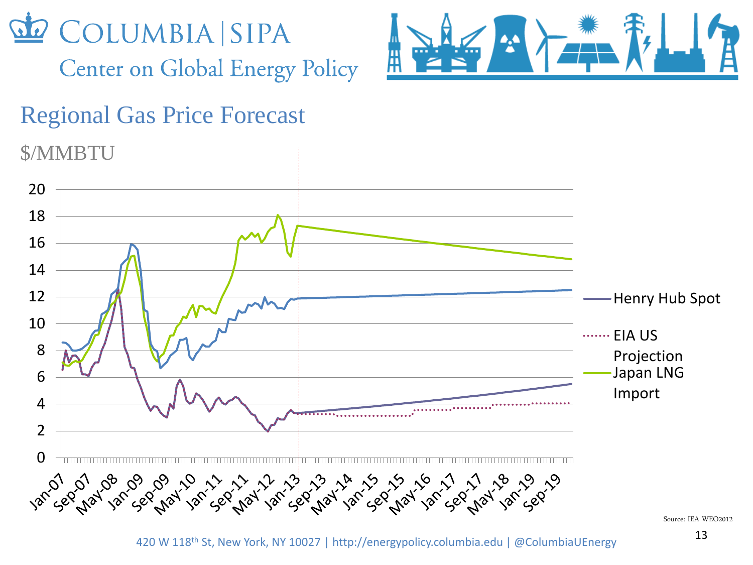## Regional Gas Price Forecast

$/MMBTU

Henry Hub Spot

EIA US Projection

Japan LNG Import

Source: IEA WEO2012

420 W 118th St, New York, NY 10027 | http://energypolicy.columbia.edu | @ColumbiaUEnergy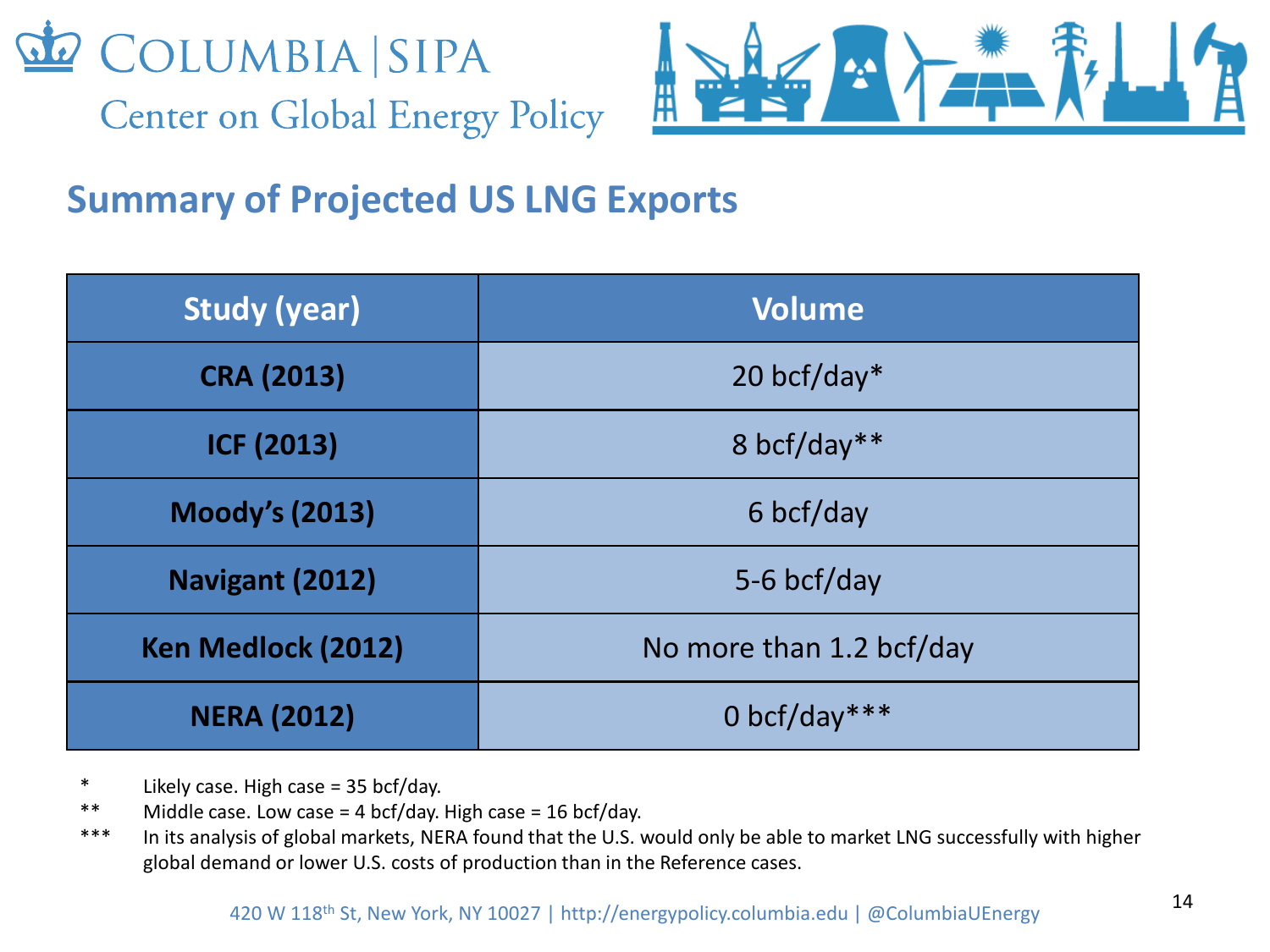## Summary of Projected US LNG Exports

| Study (year) | Volume |
|---|---|
| **CRA (2013)** | 20 bcf/day* |
| **ICF (2013)** | 8 bcf/day** |
| **Moody's (2013)** | 6 bcf/day |
| **Navigant (2012)** | 5-6 bcf/day |
| **Ken Medlock (2012)** | No more than 1.2 bcf/day |
| **NERA (2012)** | 0 bcf/day*** |

\* Likely case. High case = 35 bcf/day.

\** Middle case. Low case = 4 bcf/day. High case = 16 bcf/day.

\*** In its analysis of global markets, NERA found that the U.S. would only be able to market LNG successfully with higher global demand or lower U.S. costs of production than in the Reference cases.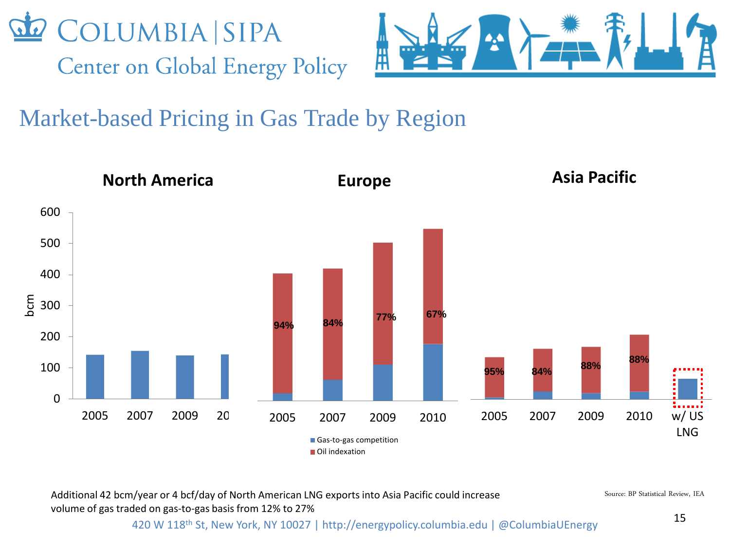# Market-based Pricing in Gas Trade by Region

**North America** | **Europe** | **Asia Pacific**

bcm

| Region | Year | Oil indexation share |
|---|---|---|
| Europe | 2005 | 94% |
| Europe | 2007 | 84% |
| Europe | 2009 | 77% |
| Europe | 2010 | 67% |
| Asia Pacific | 2005 | 95% |
| Asia Pacific | 2007 | 84% |
| Asia Pacific | 2009 | 88% |
| Asia Pacific | 2010 | 88% |
| Asia Pacific | w/ US LNG | |

- Gas-to-gas competition
- Oil indexation

Additional 42 bcm/year or 4 bcf/day of North American LNG exports into Asia Pacific could increase volume of gas traded on gas-to-gas basis from 12% to 27%

Source: BP Statistical Review, IEA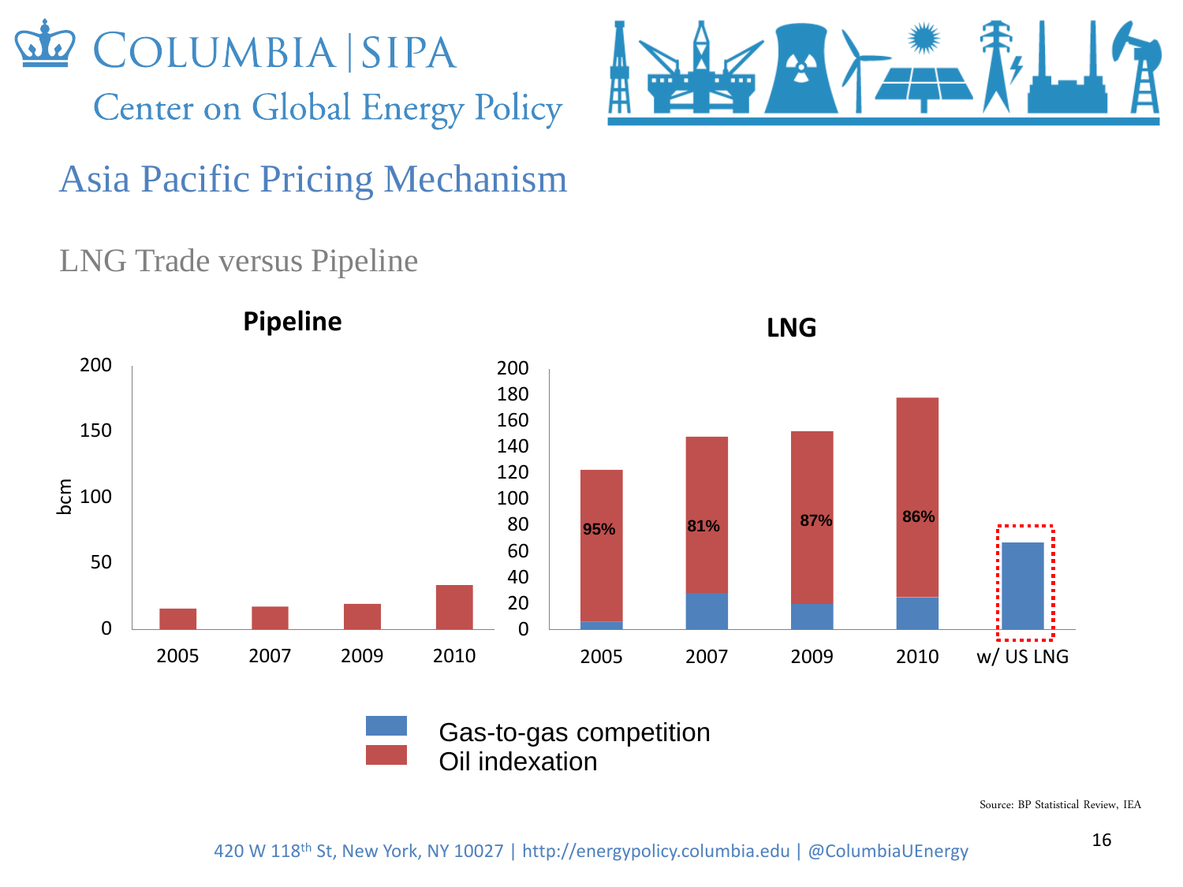# Asia Pacific Pricing Mechanism

## LNG Trade versus Pipeline

**Pipeline**

| bcm | 2005 | 2007 | 2009 | 2010 |
|---|---|---|---|---|
| Oil indexation | ~16 | ~17 | ~19 | ~33 |

**LNG**

| bcm | 2005 | 2007 | 2009 | 2010 | w/ US LNG |
|---|---|---|---|---|---|
| Oil indexation | 95% | 81% | 87% | 86% | |
| Total | ~122 | ~147 | ~151 | ~177 | ~66 (Gas-to-gas competition) |

Gas-to-gas competition
Oil indexation

Source: BP Statistical Review, IEA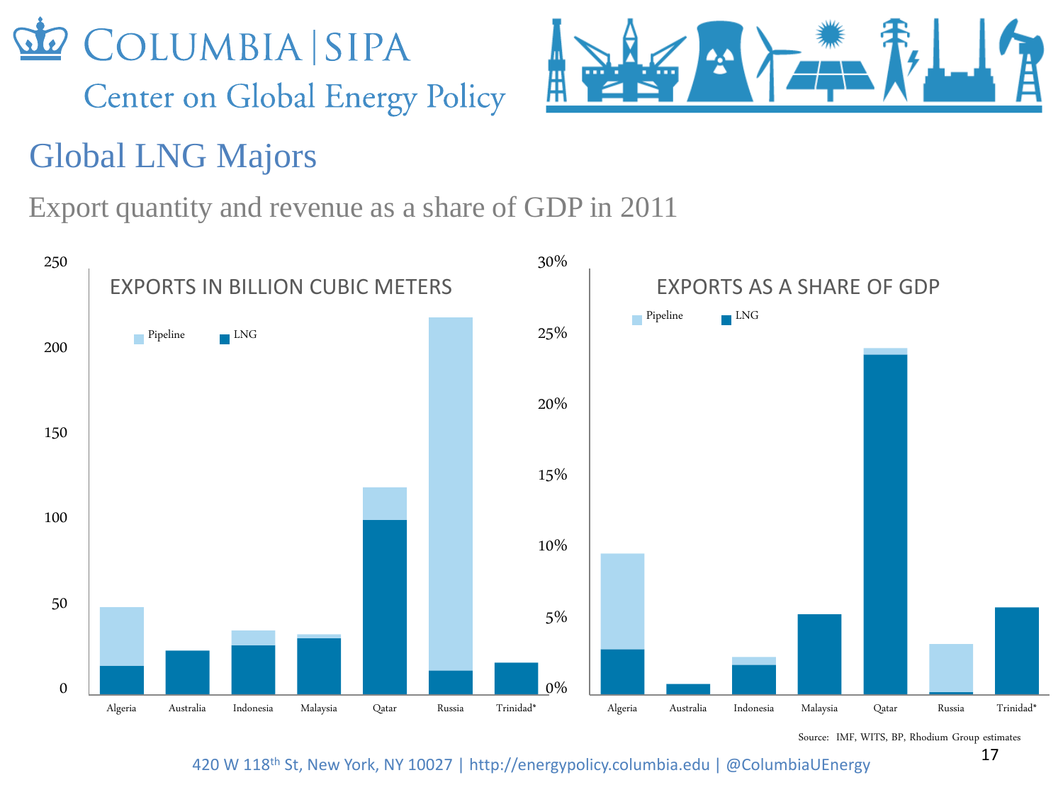# Global LNG Majors

## Export quantity and revenue as a share of GDP in 2011

EXPORTS IN BILLION CUBIC METERS

Pipeline LNG

250
200
150
100
50
0

Algeria Australia Indonesia Malaysia Qatar Russia Trinidad*

EXPORTS AS A SHARE OF GDP

Pipeline LNG

30%
25%
20%
15%
10%
5%
0%

Algeria Australia Indonesia Malaysia Qatar Russia Trinidad*

Source: IMF, WITS, BP, Rhodium Group estimates

420 W 118th St, New York, NY 10027 | http://energypolicy.columbia.edu | @ColumbiaUEnergy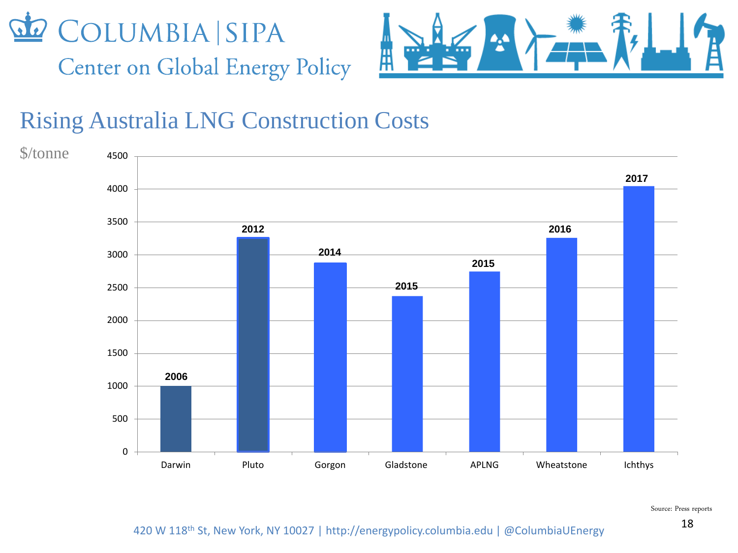# Rising Australia LNG Construction Costs

$/tonne

| Project | Year | Cost ($/tonne, approx.) |
| --- | --- | --- |
| Darwin | 2006 | ~1000 |
| Pluto | 2012 | ~3250 |
| Gorgon | 2014 | ~2880 |
| Gladstone | 2015 | ~2370 |
| APLNG | 2015 | ~2740 |
| Wheatstone | 2016 | ~3250 |
| Ichthys | 2017 | ~4030 |

Source: Press reports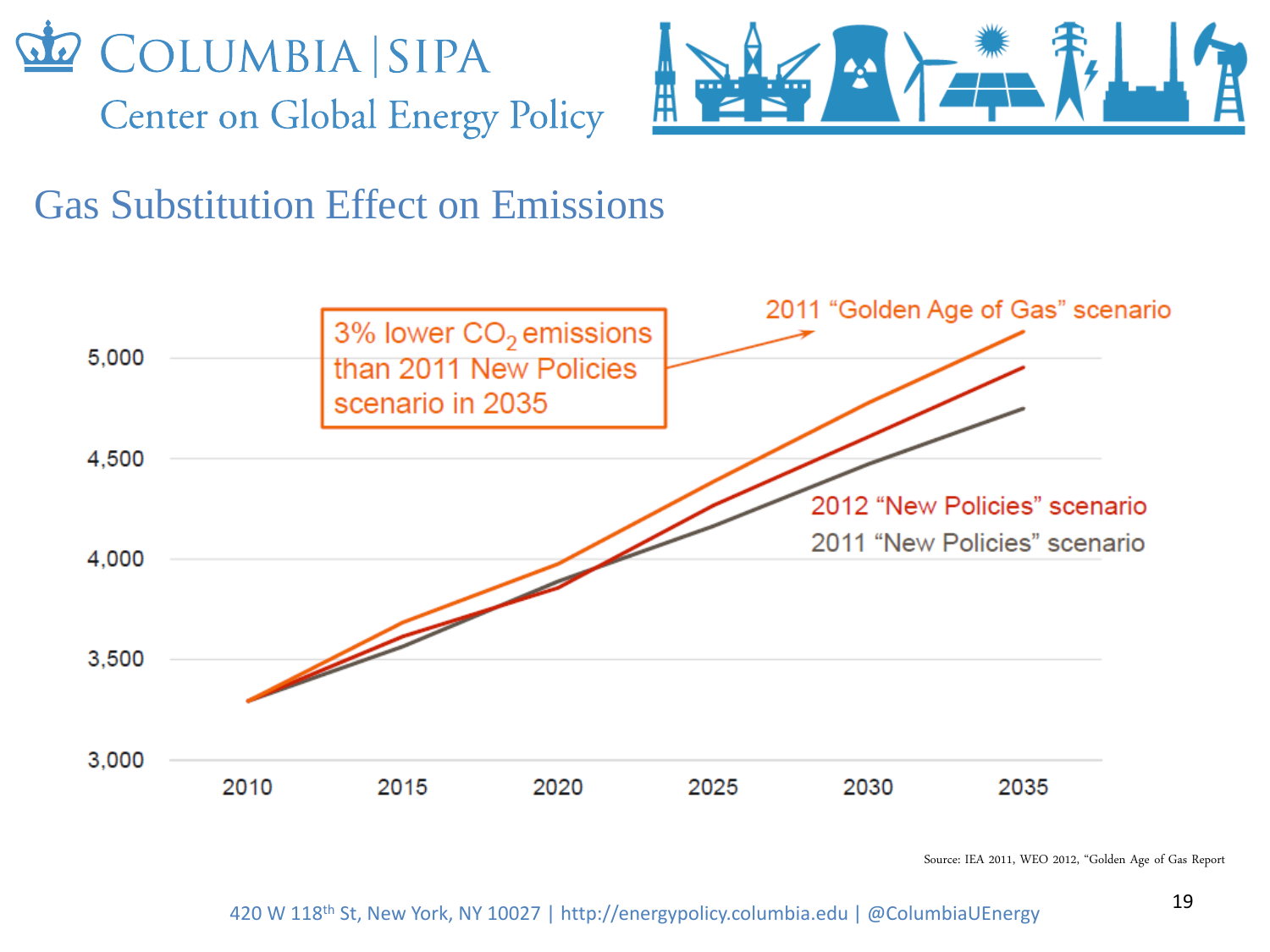## Gas Substitution Effect on Emissions

3% lower $CO_2$ emissions than 2011 New Policies scenario in 2035

2011 "Golden Age of Gas" scenario

2012 "New Policies" scenario

2011 "New Policies" scenario

5,000
4,500
4,000
3,500
3,000

2010 2015 2020 2025 2030 2035

Source: IEA 2011, WEO 2012, "Golden Age of Gas Report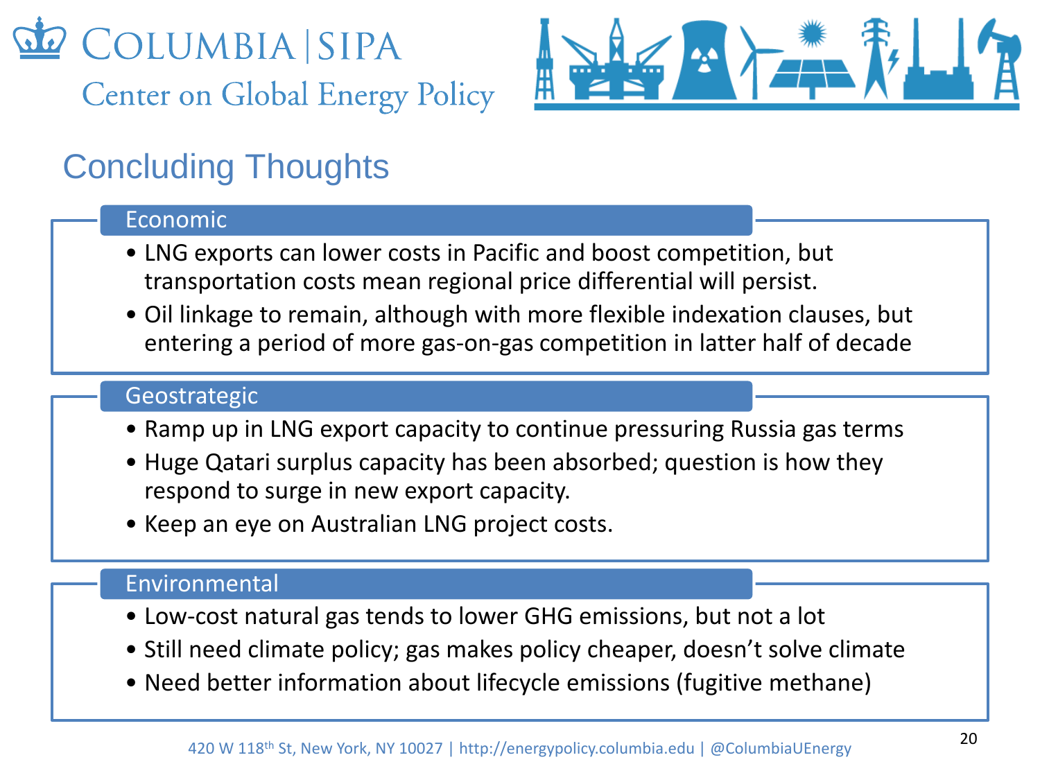## Concluding Thoughts

### Economic

- LNG exports can lower costs in Pacific and boost competition, but transportation costs mean regional price differential will persist.
- Oil linkage to remain, although with more flexible indexation clauses, but entering a period of more gas-on-gas competition in latter half of decade

### Geostrategic

- Ramp up in LNG export capacity to continue pressuring Russia gas terms
- Huge Qatari surplus capacity has been absorbed; question is how they respond to surge in new export capacity.
- Keep an eye on Australian LNG project costs.

### Environmental

- Low-cost natural gas tends to lower GHG emissions, but not a lot
- Still need climate policy; gas makes policy cheaper, doesn't solve climate
- Need better information about lifecycle emissions (fugitive methane)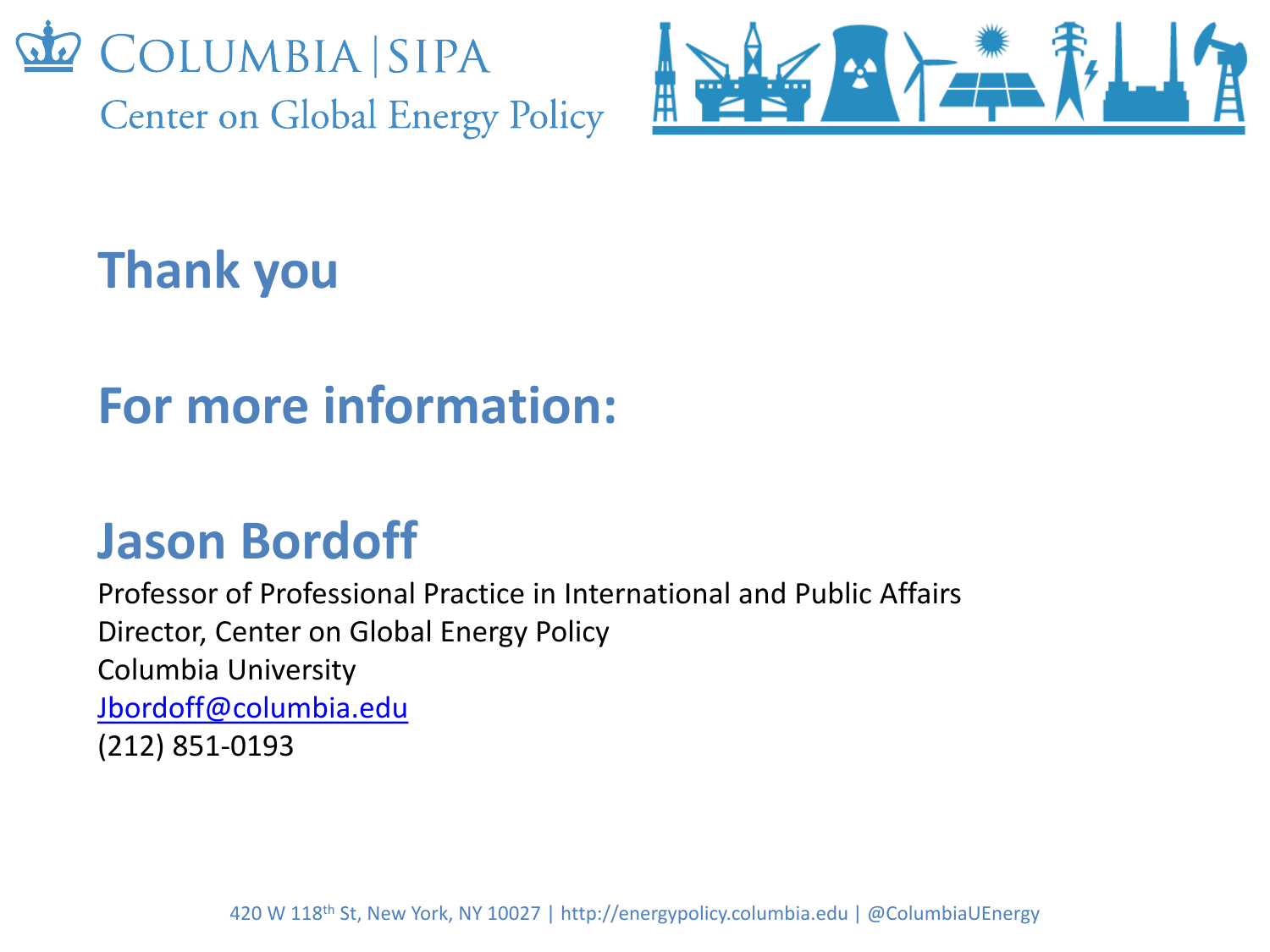COLUMBIA | SIPA
Center on Global Energy Policy

# Thank you

# For more information:

## Jason Bordoff

Professor of Professional Practice in International and Public Affairs
Director, Center on Global Energy Policy
Columbia University
Jbordoff@columbia.edu
(212) 851-0193

420 W 118th St, New York, NY 10027 | http://energypolicy.columbia.edu | @ColumbiaUEnergy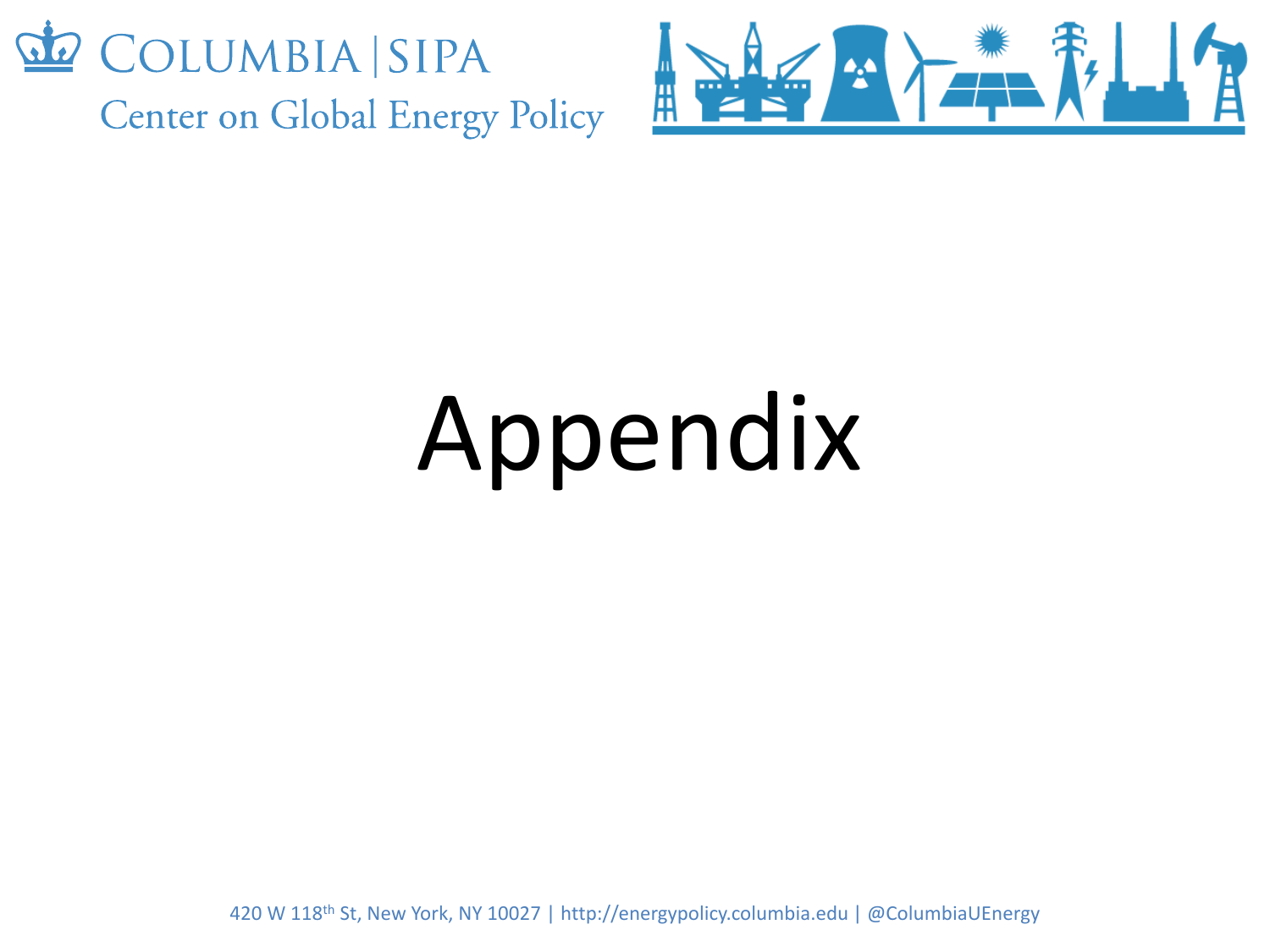# Appendix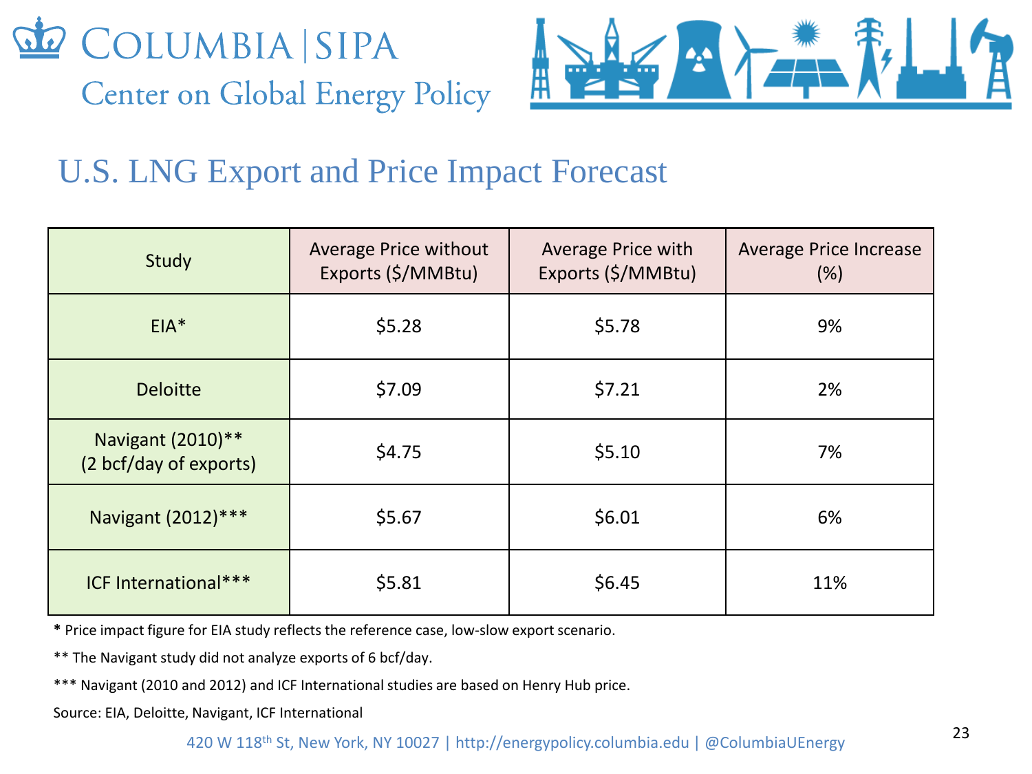# U.S. LNG Export and Price Impact Forecast

| Study | Average Price without Exports ($/MMBtu) | Average Price with Exports ($/MMBtu) | Average Price Increase (%) |
|---|---|---|---|
| EIA* | $5.28 | $5.78 | 9% |
| Deloitte | $7.09 | $7.21 | 2% |
| Navigant (2010)** (2 bcf/day of exports) | $4.75 | $5.10 | 7% |
| Navigant (2012)*** | $5.67 | $6.01 | 6% |
| ICF International*** | $5.81 | $6.45 | 11% |

**\*** Price impact figure for EIA study reflects the reference case, low-slow export scenario.

** The Navigant study did not analyze exports of 6 bcf/day.

*** Navigant (2010 and 2012) and ICF International studies are based on Henry Hub price.

Source: EIA, Deloitte, Navigant, ICF International